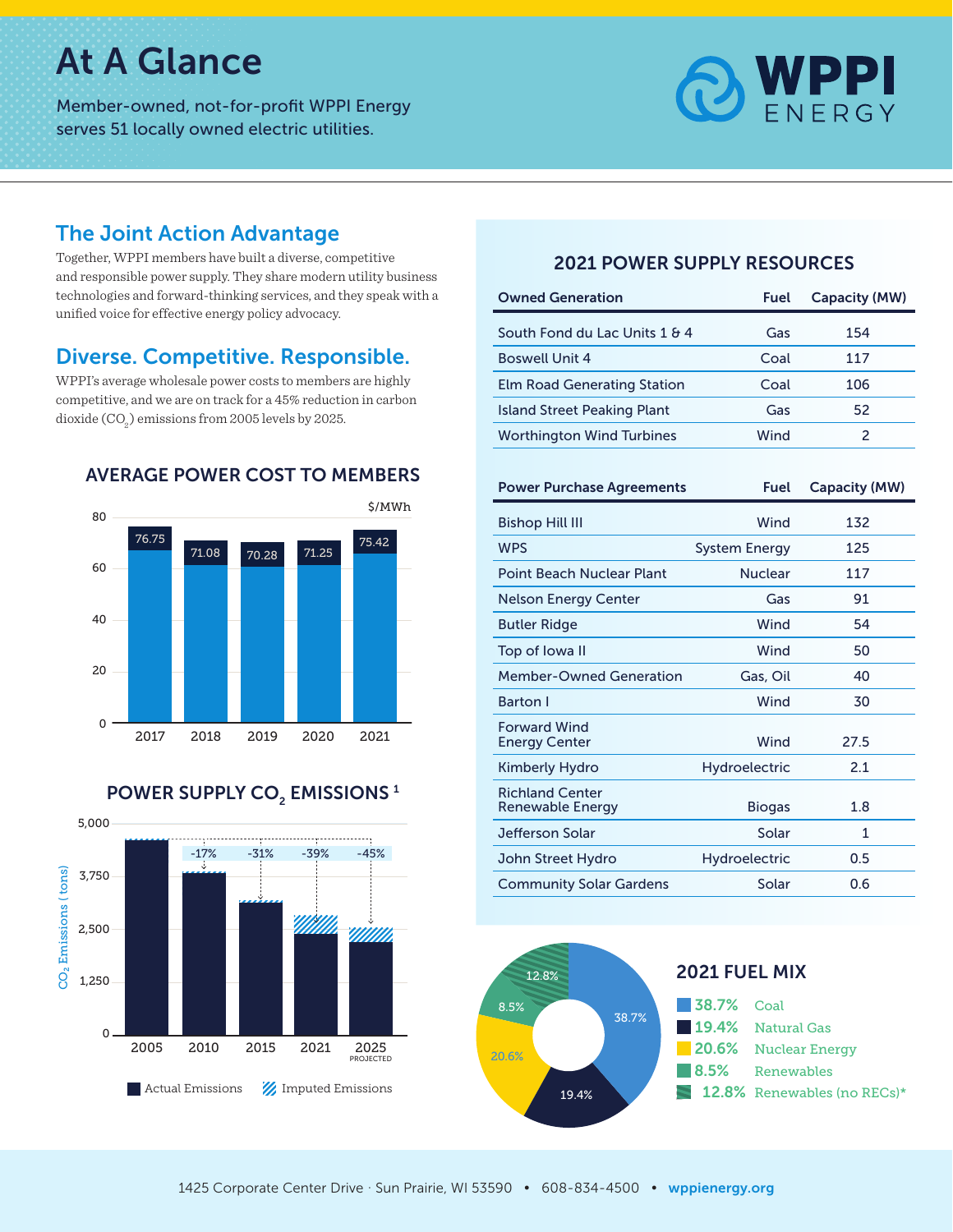# At A Glance

Member-owned, not-for-profit WPPI Energy serves 51 locally owned electric utilities.

WPPI ENERGY

## The Joint Action Advantage

Together, WPPI members have built a diverse, competitive and responsible power supply. They share modern utility business technologies and forward-thinking services, and they speak with a unified voice for effective energy policy advocacy.

## Diverse. Competitive. Responsible.

WPPI's average wholesale power costs to members are highly competitive, and we are on track for a 45% reduction in carbon dioxide ($CO_2$) emissions from 2005 levels by 2025.

### AVERAGE POWER COST TO MEMBERS

$/MWh

| Year | $/MWh |
|---|---|
| 2017 | 76.75 |
| 2018 | 71.08 |
| 2019 | 70.28 |
| 2020 | 71.25 |
| 2021 | 75.42 |

### POWER SUPPLY $CO_2$ EMISSIONS [1]

$CO_2$ Emissions (tons)

| Year | Reduction from 2005 |
|---|---|
| 2005 | |
| 2010 | -17% |
| 2015 | -31% |
| 2021 | -39% |
| 2025 (PROJECTED) | -45% |

Actual Emissions · Imputed Emissions

### 2021 POWER SUPPLY RESOURCES

| Owned Generation | Fuel | Capacity (MW) |
|---|---|---|
| South Fond du Lac Units 1 & 4 | Gas | 154 |
| Boswell Unit 4 | Coal | 117 |
| Elm Road Generating Station | Coal | 106 |
| Island Street Peaking Plant | Gas | 52 |
| Worthington Wind Turbines | Wind | 2 |

| Power Purchase Agreements | Fuel | Capacity (MW) |
|---|---|---|
| Bishop Hill III | Wind | 132 |
| WPS | System Energy | 125 |
| Point Beach Nuclear Plant | Nuclear | 117 |
| Nelson Energy Center | Gas | 91 |
| Butler Ridge | Wind | 54 |
| Top of Iowa II | Wind | 50 |
| Member-Owned Generation | Gas, Oil | 40 |
| Barton I | Wind | 30 |
| Forward Wind Energy Center | Wind | 27.5 |
| Kimberly Hydro | Hydroelectric | 2.1 |
| Richland Center Renewable Energy | Biogas | 1.8 |
| Jefferson Solar | Solar | 1 |
| John Street Hydro | Hydroelectric | 0.5 |
| Community Solar Gardens | Solar | 0.6 |

### 2021 FUEL MIX

- 38.7% Coal
- 19.4% Natural Gas
- 20.6% Nuclear Energy
- 8.5% Renewables
- 12.8% Renewables (no RECs)*

1425 Corporate Center Drive · Sun Prairie, WI 53590 • 608-834-4500 • wppienergy.org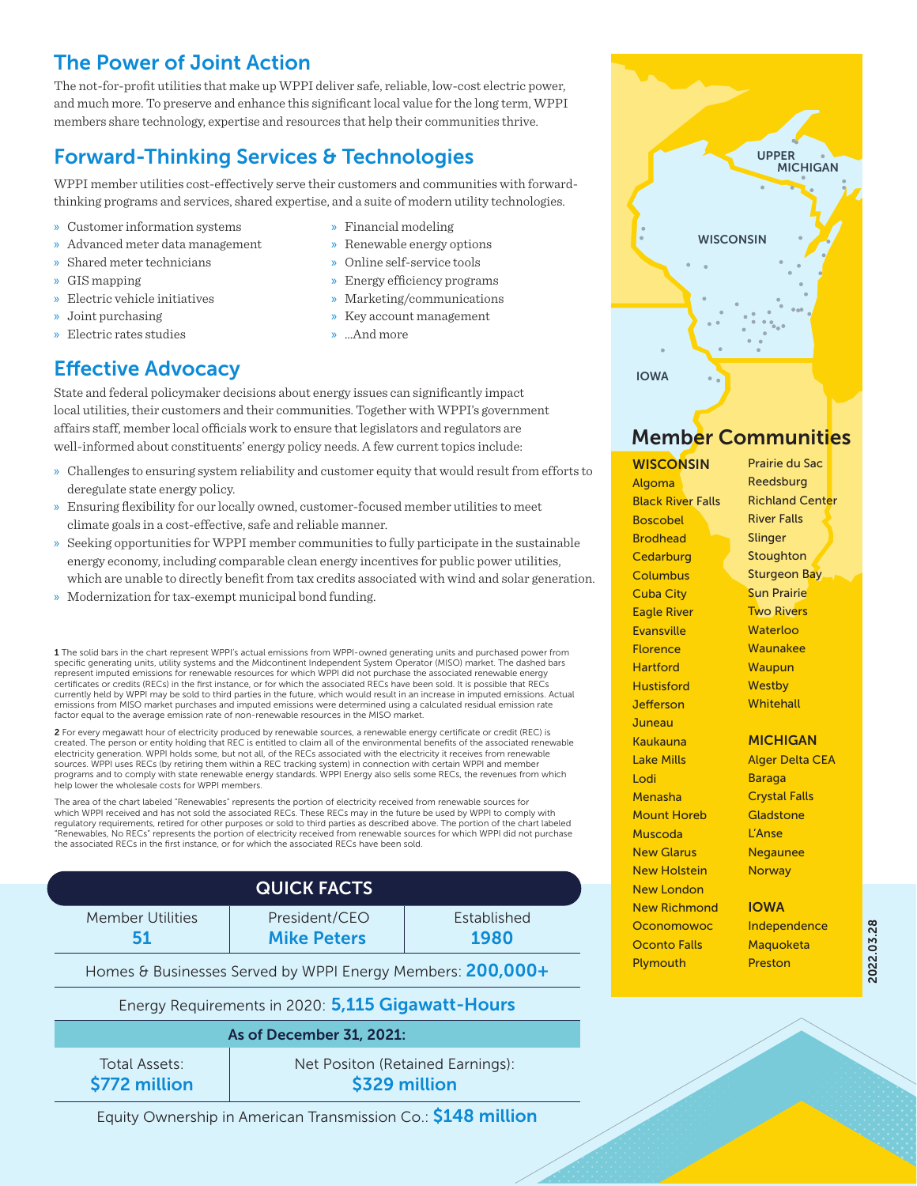## The Power of Joint Action

The not-for-profit utilities that make up WPPI deliver safe, reliable, low-cost electric power, and much more. To preserve and enhance this significant local value for the long term, WPPI members share technology, expertise and resources that help their communities thrive.

## Forward-Thinking Services & Technologies

WPPI member utilities cost-effectively serve their customers and communities with forward-thinking programs and services, shared expertise, and a suite of modern utility technologies.

- Customer information systems
- Advanced meter data management
- Shared meter technicians
- GIS mapping
- Electric vehicle initiatives
- Joint purchasing
- Electric rates studies
- Financial modeling
- Renewable energy options
- Online self-service tools
- Energy efficiency programs
- Marketing/communications
- Key account management
- ...And more

## Effective Advocacy

State and federal policymaker decisions about energy issues can significantly impact local utilities, their customers and their communities. Together with WPPI's government affairs staff, member local officials work to ensure that legislators and regulators are well-informed about constituents' energy policy needs. A few current topics include:

- Challenges to ensuring system reliability and customer equity that would result from efforts to deregulate state energy policy.
- Ensuring flexibility for our locally owned, customer-focused member utilities to meet climate goals in a cost-effective, safe and reliable manner.
- Seeking opportunities for WPPI member communities to fully participate in the sustainable energy economy, including comparable clean energy incentives for public power utilities, which are unable to directly benefit from tax credits associated with wind and solar generation.
- Modernization for tax-exempt municipal bond funding.

**1** The solid bars in the chart represent WPPI's actual emissions from WPPI-owned generating units and purchased power from specific generating units, utility systems and the Midcontinent Independent System Operator (MISO) market. The dashed bars represent imputed emissions for renewable resources for which WPPI did not purchase the associated renewable energy certificates or credits (RECs) in the first instance, or for which the associated RECs have been sold. It is possible that RECs currently held by WPPI may be sold to third parties in the future, which would result in an increase in imputed emissions. Actual emissions from MISO market purchases and imputed emissions were determined using a calculated residual emission rate factor equal to the average emission rate of non-renewable resources in the MISO market.

**2** For every megawatt hour of electricity produced by renewable sources, a renewable energy certificate or credit (REC) is created. The person or entity holding that REC is entitled to claim all of the environmental benefits of the associated renewable electricity generation. WPPI holds some, but not all, of the RECs associated with the electricity it receives from renewable sources. WPPI uses RECs (by retiring them within a REC tracking system) in connection with certain WPPI and member programs and to comply with state renewable energy standards. WPPI Energy also sells some RECs, the revenues from which help lower the wholesale costs for WPPI members.

The area of the chart labeled "Renewables" represents the portion of electricity received from renewable sources for which WPPI received and has not sold the associated RECs. These RECs may in the future be used by WPPI to comply with regulatory requirements, retired for other purposes or sold to third parties as described above. The portion of the chart labeled "Renewables, No RECs" represents the portion of electricity received from renewable sources for which WPPI did not purchase the associated RECs in the first instance, or for which the associated RECs have been sold.

## QUICK FACTS

| Member Utilities | President/CEO | Established |
|---|---|---|
| **51** | **Mike Peters** | **1980** |

Homes & Businesses Served by WPPI Energy Members: **200,000+**

Energy Requirements in 2020: **5,115 Gigawatt-Hours**

**As of December 31, 2021:**

| Total Assets: | Net Positon (Retained Earnings): |
|---|---|
| **$772 million** | **$329 million** |

Equity Ownership in American Transmission Co.: **$148 million**

UPPER MICHIGAN
WISCONSIN
IOWA

## Member Communities

### WISCONSIN

Algoma
Black River Falls
Boscobel
Brodhead
Cedarburg
Columbus
Cuba City
Eagle River
Evansville
Florence
Hartford
Hustisford
Jefferson
Juneau
Kaukauna
Lake Mills
Lodi
Menasha
Mount Horeb
Muscoda
New Glarus
New Holstein
New London
New Richmond
Oconomowoc
Oconto Falls
Plymouth
Prairie du Sac
Reedsburg
Richland Center
River Falls
Slinger
Stoughton
Sturgeon Bay
Sun Prairie
Two Rivers
Waterloo
Waunakee
Waupun
Westby
Whitehall

### MICHIGAN

Alger Delta CEA
Baraga
Crystal Falls
Gladstone
L'Anse
Negaunee
Norway

### IOWA

Independence
Maquoketa
Preston

2022.03.28